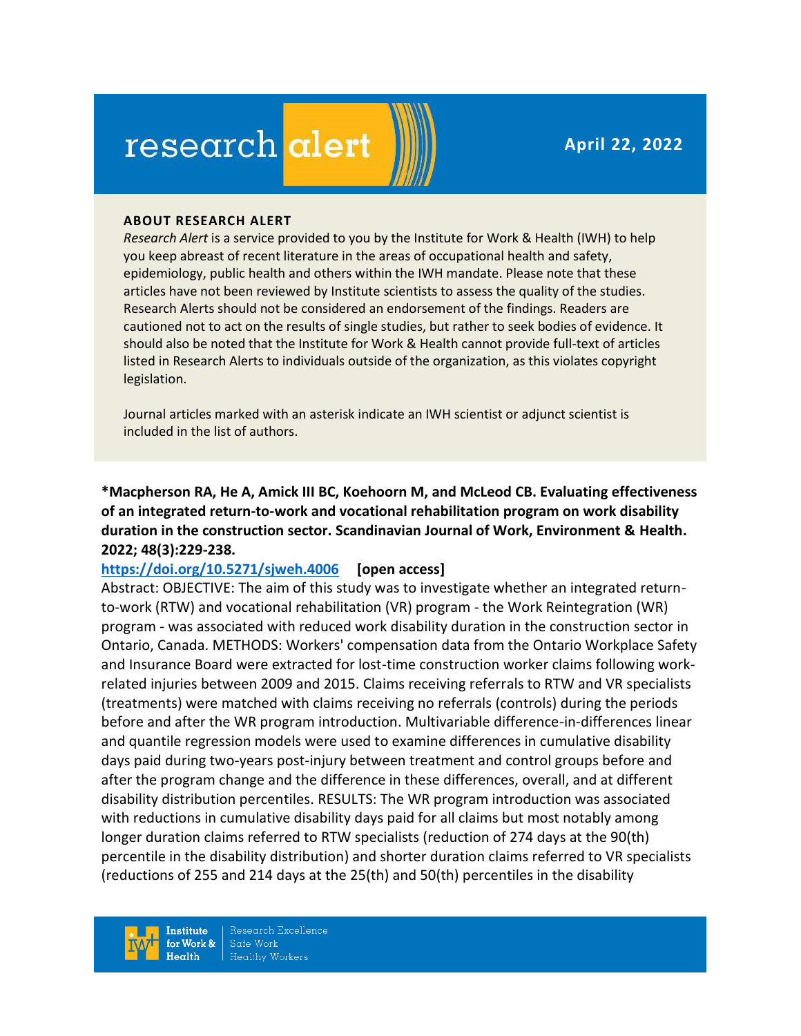# research alert

**April 22, 2022**

**ABOUT RESEARCH ALERT**

*Research Alert* is a service provided to you by the Institute for Work & Health (IWH) to help you keep abreast of recent literature in the areas of occupational health and safety, epidemiology, public health and others within the IWH mandate. Please note that these articles have not been reviewed by Institute scientists to assess the quality of the studies. Research Alerts should not be considered an endorsement of the findings. Readers are cautioned not to act on the results of single studies, but rather to seek bodies of evidence. It should also be noted that the Institute for Work & Health cannot provide full-text of articles listed in Research Alerts to individuals outside of the organization, as this violates copyright legislation.

Journal articles marked with an asterisk indicate an IWH scientist or adjunct scientist is included in the list of authors.

**\*Macpherson RA, He A, Amick III BC, Koehoorn M, and McLeod CB. Evaluating effectiveness of an integrated return-to-work and vocational rehabilitation program on work disability duration in the construction sector. Scandinavian Journal of Work, Environment & Health. 2022; 48(3):229-238.**

https://doi.org/10.5271/sjweh.4006 **[open access]**

Abstract: OBJECTIVE: The aim of this study was to investigate whether an integrated return-to-work (RTW) and vocational rehabilitation (VR) program - the Work Reintegration (WR) program - was associated with reduced work disability duration in the construction sector in Ontario, Canada. METHODS: Workers' compensation data from the Ontario Workplace Safety and Insurance Board were extracted for lost-time construction worker claims following work-related injuries between 2009 and 2015. Claims receiving referrals to RTW and VR specialists (treatments) were matched with claims receiving no referrals (controls) during the periods before and after the WR program introduction. Multivariable difference-in-differences linear and quantile regression models were used to examine differences in cumulative disability days paid during two-years post-injury between treatment and control groups before and after the program change and the difference in these differences, overall, and at different disability distribution percentiles. RESULTS: The WR program introduction was associated with reductions in cumulative disability days paid for all claims but most notably among longer duration claims referred to RTW specialists (reduction of 274 days at the 90(th) percentile in the disability distribution) and shorter duration claims referred to VR specialists (reductions of 255 and 214 days at the 25(th) and 50(th) percentiles in the disability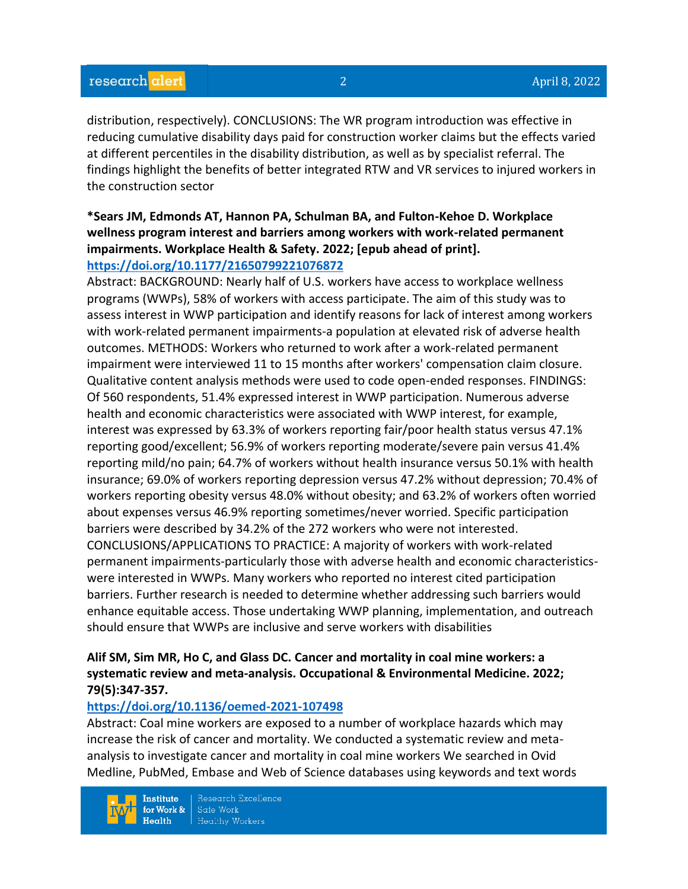distribution, respectively). CONCLUSIONS: The WR program introduction was effective in reducing cumulative disability days paid for construction worker claims but the effects varied at different percentiles in the disability distribution, as well as by specialist referral. The findings highlight the benefits of better integrated RTW and VR services to injured workers in the construction sector

**\*Sears JM, Edmonds AT, Hannon PA, Schulman BA, and Fulton-Kehoe D. Workplace wellness program interest and barriers among workers with work-related permanent impairments. Workplace Health & Safety. 2022; [epub ahead of print].**
**https://doi.org/10.1177/21650799221076872**

Abstract: BACKGROUND: Nearly half of U.S. workers have access to workplace wellness programs (WWPs), 58% of workers with access participate. The aim of this study was to assess interest in WWP participation and identify reasons for lack of interest among workers with work-related permanent impairments-a population at elevated risk of adverse health outcomes. METHODS: Workers who returned to work after a work-related permanent impairment were interviewed 11 to 15 months after workers' compensation claim closure. Qualitative content analysis methods were used to code open-ended responses. FINDINGS: Of 560 respondents, 51.4% expressed interest in WWP participation. Numerous adverse health and economic characteristics were associated with WWP interest, for example, interest was expressed by 63.3% of workers reporting fair/poor health status versus 47.1% reporting good/excellent; 56.9% of workers reporting moderate/severe pain versus 41.4% reporting mild/no pain; 64.7% of workers without health insurance versus 50.1% with health insurance; 69.0% of workers reporting depression versus 47.2% without depression; 70.4% of workers reporting obesity versus 48.0% without obesity; and 63.2% of workers often worried about expenses versus 46.9% reporting sometimes/never worried. Specific participation barriers were described by 34.2% of the 272 workers who were not interested. CONCLUSIONS/APPLICATIONS TO PRACTICE: A majority of workers with work-related permanent impairments-particularly those with adverse health and economic characteristics-were interested in WWPs. Many workers who reported no interest cited participation barriers. Further research is needed to determine whether addressing such barriers would enhance equitable access. Those undertaking WWP planning, implementation, and outreach should ensure that WWPs are inclusive and serve workers with disabilities

**Alif SM, Sim MR, Ho C, and Glass DC. Cancer and mortality in coal mine workers: a systematic review and meta-analysis. Occupational & Environmental Medicine. 2022; 79(5):347-357.**
**https://doi.org/10.1136/oemed-2021-107498**

Abstract: Coal mine workers are exposed to a number of workplace hazards which may increase the risk of cancer and mortality. We conducted a systematic review and meta-analysis to investigate cancer and mortality in coal mine workers We searched in Ovid Medline, PubMed, Embase and Web of Science databases using keywords and text words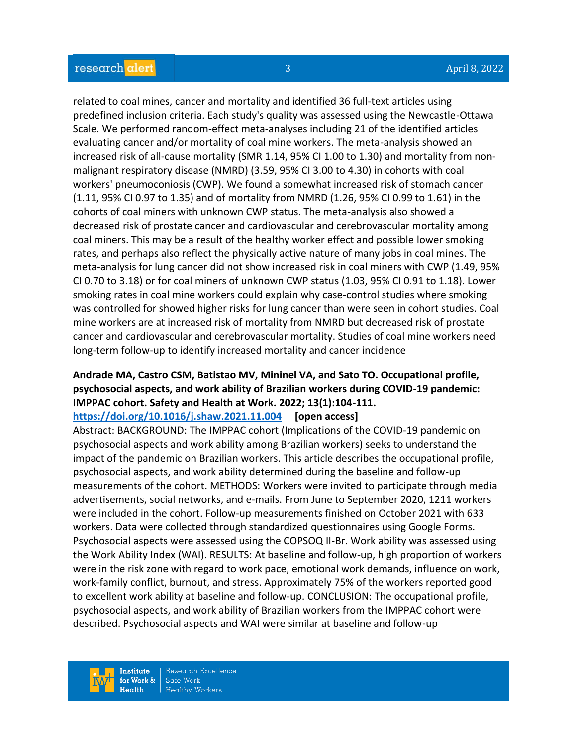related to coal mines, cancer and mortality and identified 36 full-text articles using predefined inclusion criteria. Each study's quality was assessed using the Newcastle-Ottawa Scale. We performed random-effect meta-analyses including 21 of the identified articles evaluating cancer and/or mortality of coal mine workers. The meta-analysis showed an increased risk of all-cause mortality (SMR 1.14, 95% CI 1.00 to 1.30) and mortality from non-malignant respiratory disease (NMRD) (3.59, 95% CI 3.00 to 4.30) in cohorts with coal workers' pneumoconiosis (CWP). We found a somewhat increased risk of stomach cancer (1.11, 95% CI 0.97 to 1.35) and of mortality from NMRD (1.26, 95% CI 0.99 to 1.61) in the cohorts of coal miners with unknown CWP status. The meta-analysis also showed a decreased risk of prostate cancer and cardiovascular and cerebrovascular mortality among coal miners. This may be a result of the healthy worker effect and possible lower smoking rates, and perhaps also reflect the physically active nature of many jobs in coal mines. The meta-analysis for lung cancer did not show increased risk in coal miners with CWP (1.49, 95% CI 0.70 to 3.18) or for coal miners of unknown CWP status (1.03, 95% CI 0.91 to 1.18). Lower smoking rates in coal mine workers could explain why case-control studies where smoking was controlled for showed higher risks for lung cancer than were seen in cohort studies. Coal mine workers are at increased risk of mortality from NMRD but decreased risk of prostate cancer and cardiovascular and cerebrovascular mortality. Studies of coal mine workers need long-term follow-up to identify increased mortality and cancer incidence

**Andrade MA, Castro CSM, Batistao MV, Mininel VA, and Sato TO. Occupational profile, psychosocial aspects, and work ability of Brazilian workers during COVID-19 pandemic: IMPPAC cohort. Safety and Health at Work. 2022; 13(1):104-111.**
**https://doi.org/10.1016/j.shaw.2021.11.004** **[open access]**
Abstract: BACKGROUND: The IMPPAC cohort (Implications of the COVID-19 pandemic on psychosocial aspects and work ability among Brazilian workers) seeks to understand the impact of the pandemic on Brazilian workers. This article describes the occupational profile, psychosocial aspects, and work ability determined during the baseline and follow-up measurements of the cohort. METHODS: Workers were invited to participate through media advertisements, social networks, and e-mails. From June to September 2020, 1211 workers were included in the cohort. Follow-up measurements finished on October 2021 with 633 workers. Data were collected through standardized questionnaires using Google Forms. Psychosocial aspects were assessed using the COPSOQ II-Br. Work ability was assessed using the Work Ability Index (WAI). RESULTS: At baseline and follow-up, high proportion of workers were in the risk zone with regard to work pace, emotional work demands, influence on work, work-family conflict, burnout, and stress. Approximately 75% of the workers reported good to excellent work ability at baseline and follow-up. CONCLUSION: The occupational profile, psychosocial aspects, and work ability of Brazilian workers from the IMPPAC cohort were described. Psychosocial aspects and WAI were similar at baseline and follow-up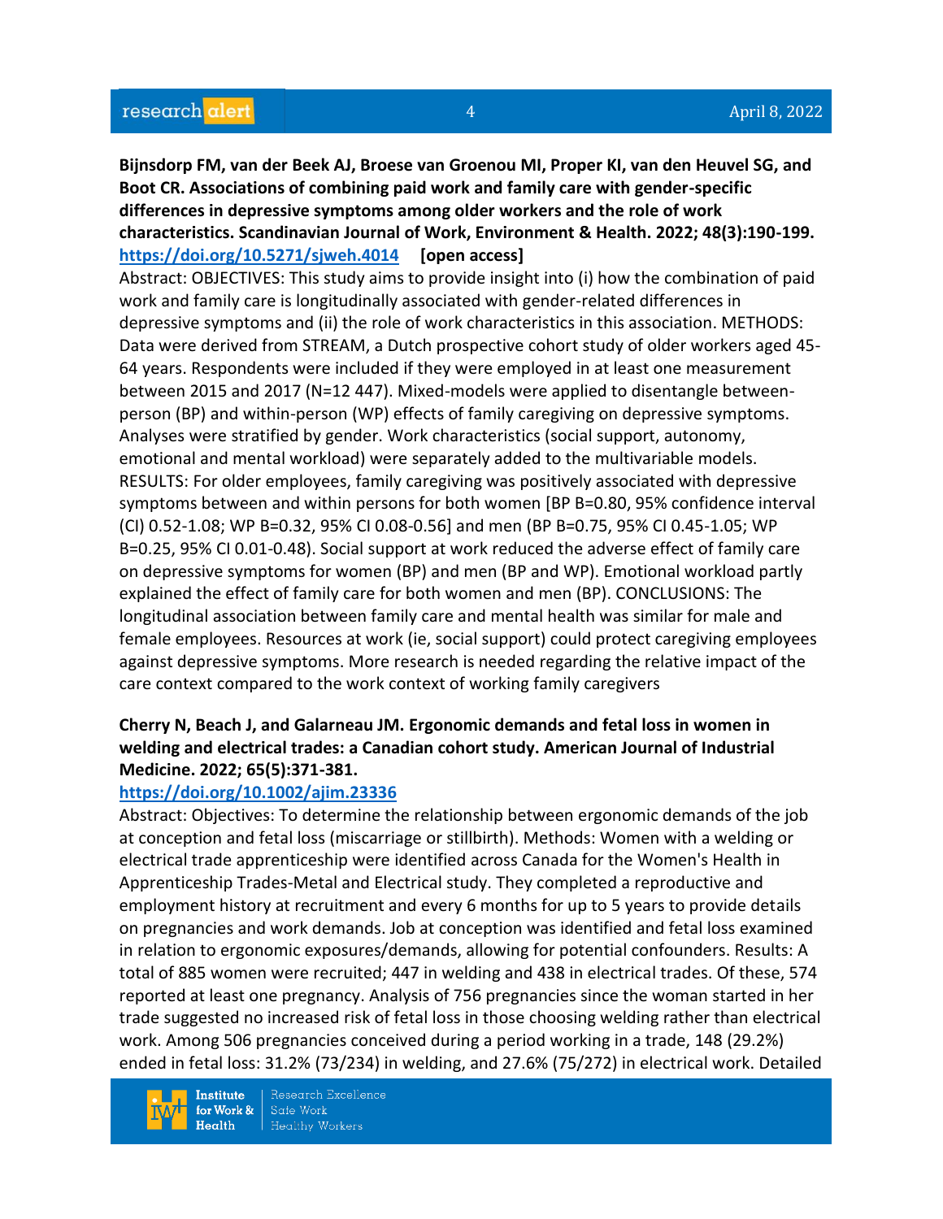**Bijnsdorp FM, van der Beek AJ, Broese van Groenou MI, Proper KI, van den Heuvel SG, and Boot CR. Associations of combining paid work and family care with gender-specific differences in depressive symptoms among older workers and the role of work characteristics. Scandinavian Journal of Work, Environment & Health. 2022; 48(3):190-199.** **https://doi.org/10.5271/sjweh.4014** **[open access]**

Abstract: OBJECTIVES: This study aims to provide insight into (i) how the combination of paid work and family care is longitudinally associated with gender-related differences in depressive symptoms and (ii) the role of work characteristics in this association. METHODS: Data were derived from STREAM, a Dutch prospective cohort study of older workers aged 45-64 years. Respondents were included if they were employed in at least one measurement between 2015 and 2017 (N=12 447). Mixed-models were applied to disentangle between-person (BP) and within-person (WP) effects of family caregiving on depressive symptoms. Analyses were stratified by gender. Work characteristics (social support, autonomy, emotional and mental workload) were separately added to the multivariable models. RESULTS: For older employees, family caregiving was positively associated with depressive symptoms between and within persons for both women [BP B=0.80, 95% confidence interval (CI) 0.52-1.08; WP B=0.32, 95% CI 0.08-0.56] and men (BP B=0.75, 95% CI 0.45-1.05; WP B=0.25, 95% CI 0.01-0.48). Social support at work reduced the adverse effect of family care on depressive symptoms for women (BP) and men (BP and WP). Emotional workload partly explained the effect of family care for both women and men (BP). CONCLUSIONS: The longitudinal association between family care and mental health was similar for male and female employees. Resources at work (ie, social support) could protect caregiving employees against depressive symptoms. More research is needed regarding the relative impact of the care context compared to the work context of working family caregivers

**Cherry N, Beach J, and Galarneau JM. Ergonomic demands and fetal loss in women in welding and electrical trades: a Canadian cohort study. American Journal of Industrial Medicine. 2022; 65(5):371-381.**
**https://doi.org/10.1002/ajim.23336**

Abstract: Objectives: To determine the relationship between ergonomic demands of the job at conception and fetal loss (miscarriage or stillbirth). Methods: Women with a welding or electrical trade apprenticeship were identified across Canada for the Women's Health in Apprenticeship Trades-Metal and Electrical study. They completed a reproductive and employment history at recruitment and every 6 months for up to 5 years to provide details on pregnancies and work demands. Job at conception was identified and fetal loss examined in relation to ergonomic exposures/demands, allowing for potential confounders. Results: A total of 885 women were recruited; 447 in welding and 438 in electrical trades. Of these, 574 reported at least one pregnancy. Analysis of 756 pregnancies since the woman started in her trade suggested no increased risk of fetal loss in those choosing welding rather than electrical work. Among 506 pregnancies conceived during a period working in a trade, 148 (29.2%) ended in fetal loss: 31.2% (73/234) in welding, and 27.6% (75/272) in electrical work. Detailed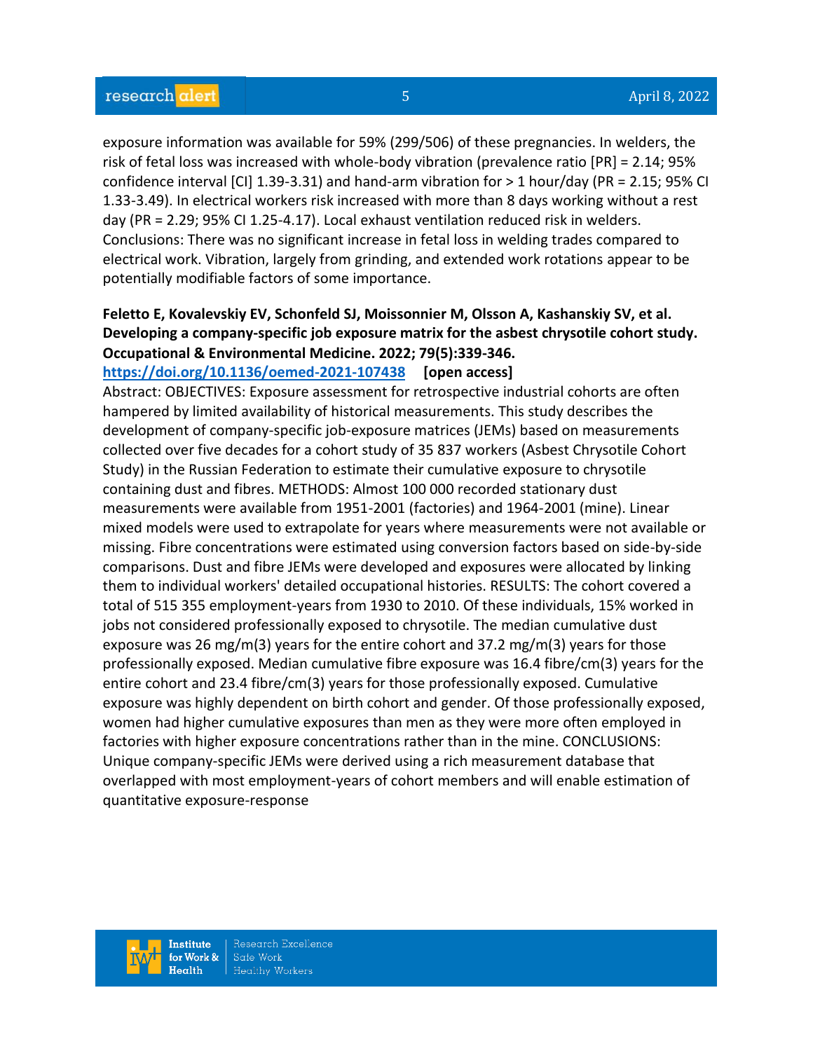exposure information was available for 59% (299/506) of these pregnancies. In welders, the risk of fetal loss was increased with whole-body vibration (prevalence ratio [PR] = 2.14; 95% confidence interval [CI] 1.39-3.31) and hand-arm vibration for > 1 hour/day (PR = 2.15; 95% CI 1.33-3.49). In electrical workers risk increased with more than 8 days working without a rest day (PR = 2.29; 95% CI 1.25-4.17). Local exhaust ventilation reduced risk in welders. Conclusions: There was no significant increase in fetal loss in welding trades compared to electrical work. Vibration, largely from grinding, and extended work rotations appear to be potentially modifiable factors of some importance.

**Feletto E, Kovalevskiy EV, Schonfeld SJ, Moissonnier M, Olsson A, Kashanskiy SV, et al. Developing a company-specific job exposure matrix for the asbest chrysotile cohort study. Occupational & Environmental Medicine. 2022; 79(5):339-346.**
**https://doi.org/10.1136/oemed-2021-107438 [open access]**
Abstract: OBJECTIVES: Exposure assessment for retrospective industrial cohorts are often hampered by limited availability of historical measurements. This study describes the development of company-specific job-exposure matrices (JEMs) based on measurements collected over five decades for a cohort study of 35 837 workers (Asbest Chrysotile Cohort Study) in the Russian Federation to estimate their cumulative exposure to chrysotile containing dust and fibres. METHODS: Almost 100 000 recorded stationary dust measurements were available from 1951-2001 (factories) and 1964-2001 (mine). Linear mixed models were used to extrapolate for years where measurements were not available or missing. Fibre concentrations were estimated using conversion factors based on side-by-side comparisons. Dust and fibre JEMs were developed and exposures were allocated by linking them to individual workers' detailed occupational histories. RESULTS: The cohort covered a total of 515 355 employment-years from 1930 to 2010. Of these individuals, 15% worked in jobs not considered professionally exposed to chrysotile. The median cumulative dust exposure was 26 mg/m(3) years for the entire cohort and 37.2 mg/m(3) years for those professionally exposed. Median cumulative fibre exposure was 16.4 fibre/cm(3) years for the entire cohort and 23.4 fibre/cm(3) years for those professionally exposed. Cumulative exposure was highly dependent on birth cohort and gender. Of those professionally exposed, women had higher cumulative exposures than men as they were more often employed in factories with higher exposure concentrations rather than in the mine. CONCLUSIONS: Unique company-specific JEMs were derived using a rich measurement database that overlapped with most employment-years of cohort members and will enable estimation of quantitative exposure-response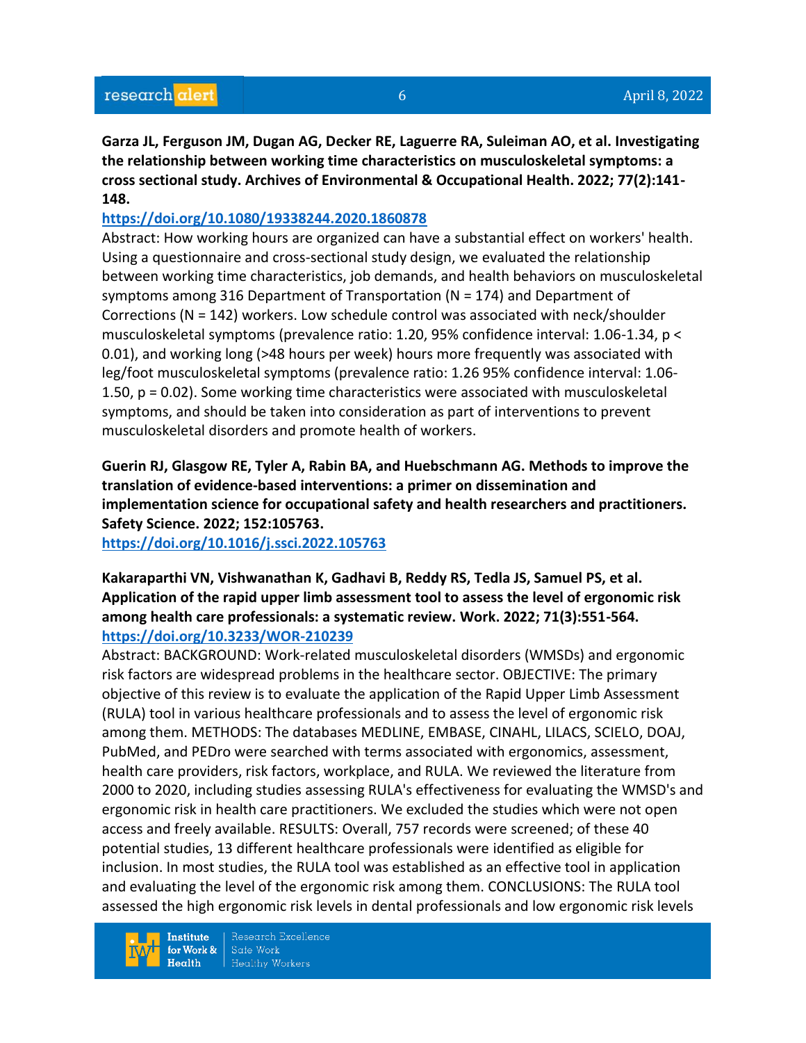**Garza JL, Ferguson JM, Dugan AG, Decker RE, Laguerre RA, Suleiman AO, et al. Investigating the relationship between working time characteristics on musculoskeletal symptoms: a cross sectional study. Archives of Environmental & Occupational Health. 2022; 77(2):141-148.**

https://doi.org/10.1080/19338244.2020.1860878

Abstract: How working hours are organized can have a substantial effect on workers' health. Using a questionnaire and cross-sectional study design, we evaluated the relationship between working time characteristics, job demands, and health behaviors on musculoskeletal symptoms among 316 Department of Transportation (N = 174) and Department of Corrections (N = 142) workers. Low schedule control was associated with neck/shoulder musculoskeletal symptoms (prevalence ratio: 1.20, 95% confidence interval: 1.06-1.34, $p < 0.01$), and working long (>48 hours per week) hours more frequently was associated with leg/foot musculoskeletal symptoms (prevalence ratio: 1.26 95% confidence interval: 1.06-1.50, $p = 0.02$). Some working time characteristics were associated with musculoskeletal symptoms, and should be taken into consideration as part of interventions to prevent musculoskeletal disorders and promote health of workers.

**Guerin RJ, Glasgow RE, Tyler A, Rabin BA, and Huebschmann AG. Methods to improve the translation of evidence-based interventions: a primer on dissemination and implementation science for occupational safety and health researchers and practitioners. Safety Science. 2022; 152:105763.**

https://doi.org/10.1016/j.ssci.2022.105763

**Kakaraparthi VN, Vishwanathan K, Gadhavi B, Reddy RS, Tedla JS, Samuel PS, et al. Application of the rapid upper limb assessment tool to assess the level of ergonomic risk among health care professionals: a systematic review. Work. 2022; 71(3):551-564.**

https://doi.org/10.3233/WOR-210239

Abstract: BACKGROUND: Work-related musculoskeletal disorders (WMSDs) and ergonomic risk factors are widespread problems in the healthcare sector. OBJECTIVE: The primary objective of this review is to evaluate the application of the Rapid Upper Limb Assessment (RULA) tool in various healthcare professionals and to assess the level of ergonomic risk among them. METHODS: The databases MEDLINE, EMBASE, CINAHL, LILACS, SCIELO, DOAJ, PubMed, and PEDro were searched with terms associated with ergonomics, assessment, health care providers, risk factors, workplace, and RULA. We reviewed the literature from 2000 to 2020, including studies assessing RULA's effectiveness for evaluating the WMSD's and ergonomic risk in health care practitioners. We excluded the studies which were not open access and freely available. RESULTS: Overall, 757 records were screened; of these 40 potential studies, 13 different healthcare professionals were identified as eligible for inclusion. In most studies, the RULA tool was established as an effective tool in application and evaluating the level of the ergonomic risk among them. CONCLUSIONS: The RULA tool assessed the high ergonomic risk levels in dental professionals and low ergonomic risk levels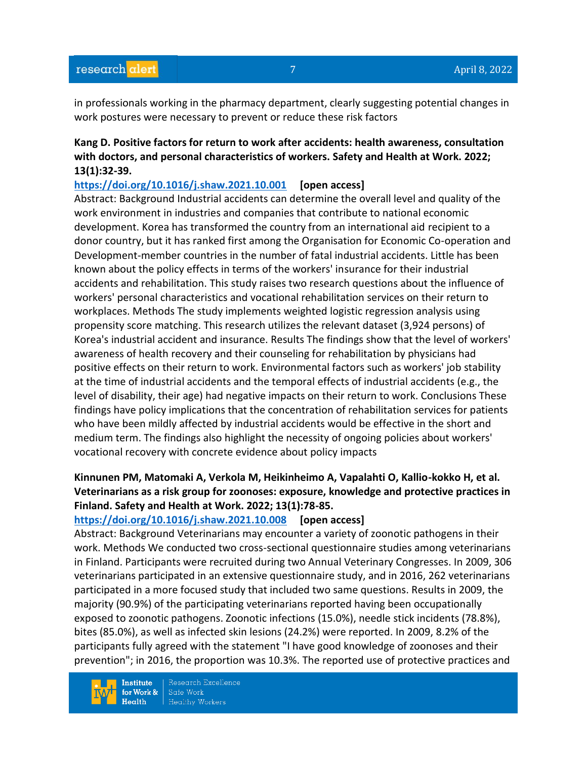in professionals working in the pharmacy department, clearly suggesting potential changes in work postures were necessary to prevent or reduce these risk factors

**Kang D. Positive factors for return to work after accidents: health awareness, consultation with doctors, and personal characteristics of workers. Safety and Health at Work. 2022; 13(1):32-39.**

https://doi.org/10.1016/j.shaw.2021.10.001 **[open access]**

Abstract: Background Industrial accidents can determine the overall level and quality of the work environment in industries and companies that contribute to national economic development. Korea has transformed the country from an international aid recipient to a donor country, but it has ranked first among the Organisation for Economic Co-operation and Development-member countries in the number of fatal industrial accidents. Little has been known about the policy effects in terms of the workers' insurance for their industrial accidents and rehabilitation. This study raises two research questions about the influence of workers' personal characteristics and vocational rehabilitation services on their return to workplaces. Methods The study implements weighted logistic regression analysis using propensity score matching. This research utilizes the relevant dataset (3,924 persons) of Korea's industrial accident and insurance. Results The findings show that the level of workers' awareness of health recovery and their counseling for rehabilitation by physicians had positive effects on their return to work. Environmental factors such as workers' job stability at the time of industrial accidents and the temporal effects of industrial accidents (e.g., the level of disability, their age) had negative impacts on their return to work. Conclusions These findings have policy implications that the concentration of rehabilitation services for patients who have been mildly affected by industrial accidents would be effective in the short and medium term. The findings also highlight the necessity of ongoing policies about workers' vocational recovery with concrete evidence about policy impacts

**Kinnunen PM, Matomaki A, Verkola M, Heikinheimo A, Vapalahti O, Kallio-kokko H, et al. Veterinarians as a risk group for zoonoses: exposure, knowledge and protective practices in Finland. Safety and Health at Work. 2022; 13(1):78-85.**

https://doi.org/10.1016/j.shaw.2021.10.008 **[open access]**

Abstract: Background Veterinarians may encounter a variety of zoonotic pathogens in their work. Methods We conducted two cross-sectional questionnaire studies among veterinarians in Finland. Participants were recruited during two Annual Veterinary Congresses. In 2009, 306 veterinarians participated in an extensive questionnaire study, and in 2016, 262 veterinarians participated in a more focused study that included two same questions. Results in 2009, the majority (90.9%) of the participating veterinarians reported having been occupationally exposed to zoonotic pathogens. Zoonotic infections (15.0%), needle stick incidents (78.8%), bites (85.0%), as well as infected skin lesions (24.2%) were reported. In 2009, 8.2% of the participants fully agreed with the statement "I have good knowledge of zoonoses and their prevention"; in 2016, the proportion was 10.3%. The reported use of protective practices and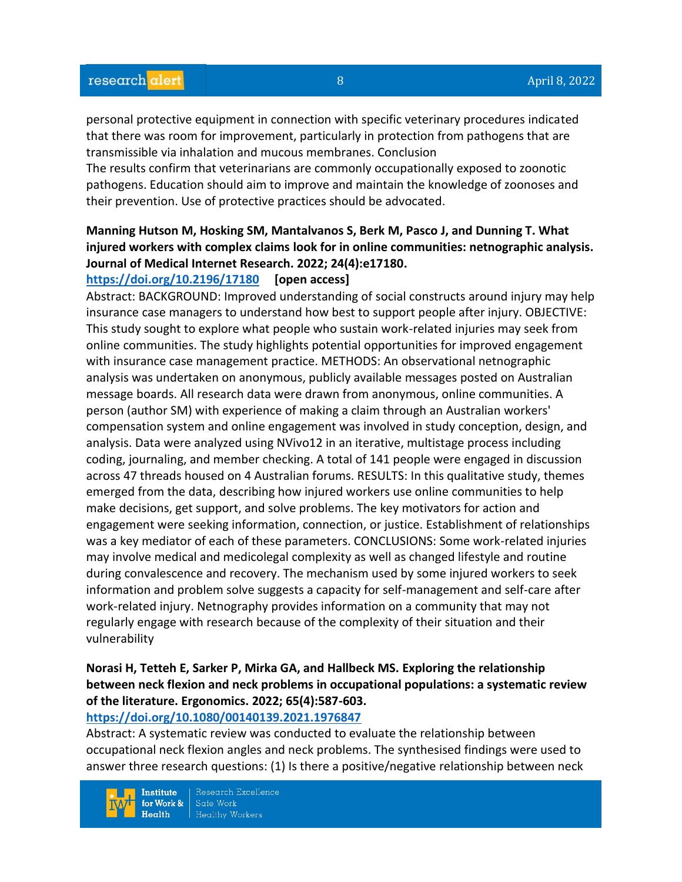personal protective equipment in connection with specific veterinary procedures indicated that there was room for improvement, particularly in protection from pathogens that are transmissible via inhalation and mucous membranes. Conclusion
The results confirm that veterinarians are commonly occupationally exposed to zoonotic pathogens. Education should aim to improve and maintain the knowledge of zoonoses and their prevention. Use of protective practices should be advocated.

**Manning Hutson M, Hosking SM, Mantalvanos S, Berk M, Pasco J, and Dunning T. What injured workers with complex claims look for in online communities: netnographic analysis. Journal of Medical Internet Research. 2022; 24(4):e17180.**
https://doi.org/10.2196/17180 **[open access]**
Abstract: BACKGROUND: Improved understanding of social constructs around injury may help insurance case managers to understand how best to support people after injury. OBJECTIVE: This study sought to explore what people who sustain work-related injuries may seek from online communities. The study highlights potential opportunities for improved engagement with insurance case management practice. METHODS: An observational netnographic analysis was undertaken on anonymous, publicly available messages posted on Australian message boards. All research data were drawn from anonymous, online communities. A person (author SM) with experience of making a claim through an Australian workers' compensation system and online engagement was involved in study conception, design, and analysis. Data were analyzed using NVivo12 in an iterative, multistage process including coding, journaling, and member checking. A total of 141 people were engaged in discussion across 47 threads housed on 4 Australian forums. RESULTS: In this qualitative study, themes emerged from the data, describing how injured workers use online communities to help make decisions, get support, and solve problems. The key motivators for action and engagement were seeking information, connection, or justice. Establishment of relationships was a key mediator of each of these parameters. CONCLUSIONS: Some work-related injuries may involve medical and medicolegal complexity as well as changed lifestyle and routine during convalescence and recovery. The mechanism used by some injured workers to seek information and problem solve suggests a capacity for self-management and self-care after work-related injury. Netnography provides information on a community that may not regularly engage with research because of the complexity of their situation and their vulnerability

**Norasi H, Tetteh E, Sarker P, Mirka GA, and Hallbeck MS. Exploring the relationship between neck flexion and neck problems in occupational populations: a systematic review of the literature. Ergonomics. 2022; 65(4):587-603.**
https://doi.org/10.1080/00140139.2021.1976847
Abstract: A systematic review was conducted to evaluate the relationship between occupational neck flexion angles and neck problems. The synthesised findings were used to answer three research questions: (1) Is there a positive/negative relationship between neck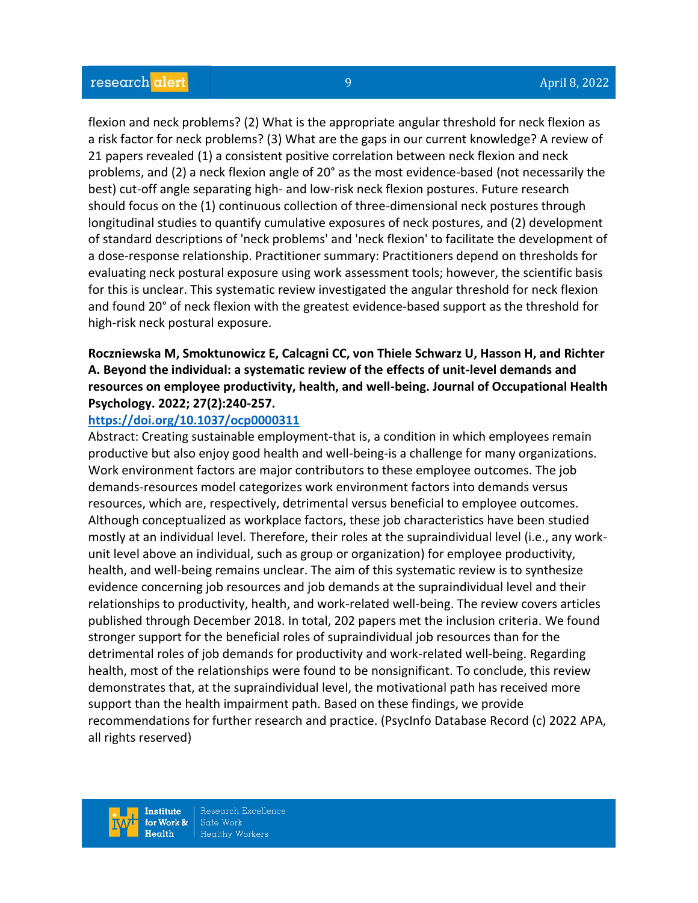flexion and neck problems? (2) What is the appropriate angular threshold for neck flexion as a risk factor for neck problems? (3) What are the gaps in our current knowledge? A review of 21 papers revealed (1) a consistent positive correlation between neck flexion and neck problems, and (2) a neck flexion angle of 20° as the most evidence-based (not necessarily the best) cut-off angle separating high- and low-risk neck flexion postures. Future research should focus on the (1) continuous collection of three-dimensional neck postures through longitudinal studies to quantify cumulative exposures of neck postures, and (2) development of standard descriptions of 'neck problems' and 'neck flexion' to facilitate the development of a dose-response relationship. Practitioner summary: Practitioners depend on thresholds for evaluating neck postural exposure using work assessment tools; however, the scientific basis for this is unclear. This systematic review investigated the angular threshold for neck flexion and found 20° of neck flexion with the greatest evidence-based support as the threshold for high-risk neck postural exposure.

**Roczniewska M, Smoktunowicz E, Calcagni CC, von Thiele Schwarz U, Hasson H, and Richter A. Beyond the individual: a systematic review of the effects of unit-level demands and resources on employee productivity, health, and well-being. Journal of Occupational Health Psychology. 2022; 27(2):240-257.**

https://doi.org/10.1037/ocp0000311

Abstract: Creating sustainable employment-that is, a condition in which employees remain productive but also enjoy good health and well-being-is a challenge for many organizations. Work environment factors are major contributors to these employee outcomes. The job demands-resources model categorizes work environment factors into demands versus resources, which are, respectively, detrimental versus beneficial to employee outcomes. Although conceptualized as workplace factors, these job characteristics have been studied mostly at an individual level. Therefore, their roles at the supraindividual level (i.e., any work-unit level above an individual, such as group or organization) for employee productivity, health, and well-being remains unclear. The aim of this systematic review is to synthesize evidence concerning job resources and job demands at the supraindividual level and their relationships to productivity, health, and work-related well-being. The review covers articles published through December 2018. In total, 202 papers met the inclusion criteria. We found stronger support for the beneficial roles of supraindividual job resources than for the detrimental roles of job demands for productivity and work-related well-being. Regarding health, most of the relationships were found to be nonsignificant. To conclude, this review demonstrates that, at the supraindividual level, the motivational path has received more support than the health impairment path. Based on these findings, we provide recommendations for further research and practice. (PsycInfo Database Record (c) 2022 APA, all rights reserved)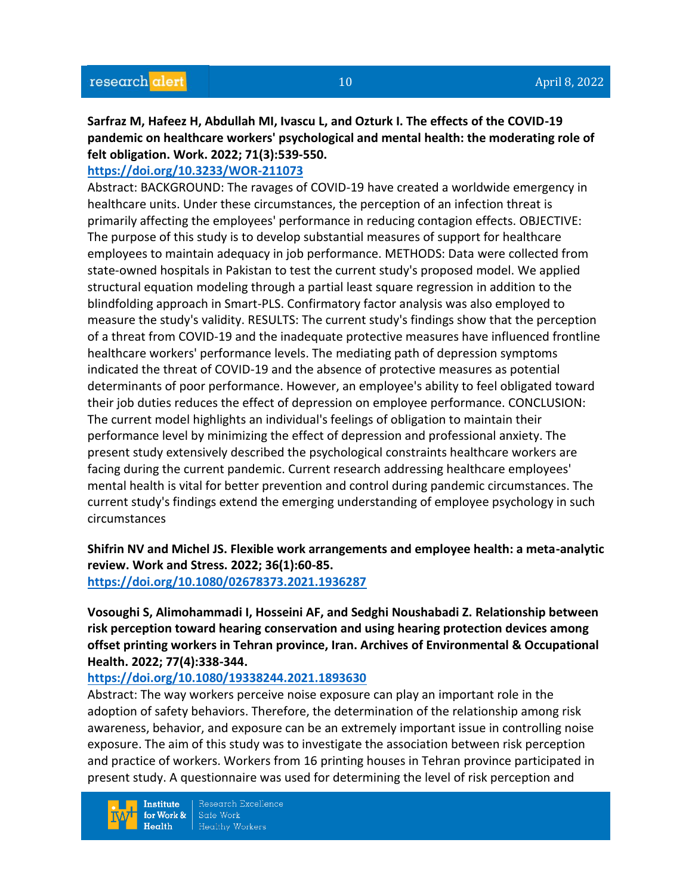**Sarfraz M, Hafeez H, Abdullah MI, Ivascu L, and Ozturk I. The effects of the COVID-19 pandemic on healthcare workers' psychological and mental health: the moderating role of felt obligation. Work. 2022; 71(3):539-550.**

https://doi.org/10.3233/WOR-211073

Abstract: BACKGROUND: The ravages of COVID-19 have created a worldwide emergency in healthcare units. Under these circumstances, the perception of an infection threat is primarily affecting the employees' performance in reducing contagion effects. OBJECTIVE: The purpose of this study is to develop substantial measures of support for healthcare employees to maintain adequacy in job performance. METHODS: Data were collected from state-owned hospitals in Pakistan to test the current study's proposed model. We applied structural equation modeling through a partial least square regression in addition to the blindfolding approach in Smart-PLS. Confirmatory factor analysis was also employed to measure the study's validity. RESULTS: The current study's findings show that the perception of a threat from COVID-19 and the inadequate protective measures have influenced frontline healthcare workers' performance levels. The mediating path of depression symptoms indicated the threat of COVID-19 and the absence of protective measures as potential determinants of poor performance. However, an employee's ability to feel obligated toward their job duties reduces the effect of depression on employee performance. CONCLUSION: The current model highlights an individual's feelings of obligation to maintain their performance level by minimizing the effect of depression and professional anxiety. The present study extensively described the psychological constraints healthcare workers are facing during the current pandemic. Current research addressing healthcare employees' mental health is vital for better prevention and control during pandemic circumstances. The current study's findings extend the emerging understanding of employee psychology in such circumstances

**Shifrin NV and Michel JS. Flexible work arrangements and employee health: a meta-analytic review. Work and Stress. 2022; 36(1):60-85.**

https://doi.org/10.1080/02678373.2021.1936287

**Vosoughi S, Alimohammadi I, Hosseini AF, and Sedghi Noushabadi Z. Relationship between risk perception toward hearing conservation and using hearing protection devices among offset printing workers in Tehran province, Iran. Archives of Environmental & Occupational Health. 2022; 77(4):338-344.**

https://doi.org/10.1080/19338244.2021.1893630

Abstract: The way workers perceive noise exposure can play an important role in the adoption of safety behaviors. Therefore, the determination of the relationship among risk awareness, behavior, and exposure can be an extremely important issue in controlling noise exposure. The aim of this study was to investigate the association between risk perception and practice of workers. Workers from 16 printing houses in Tehran province participated in present study. A questionnaire was used for determining the level of risk perception and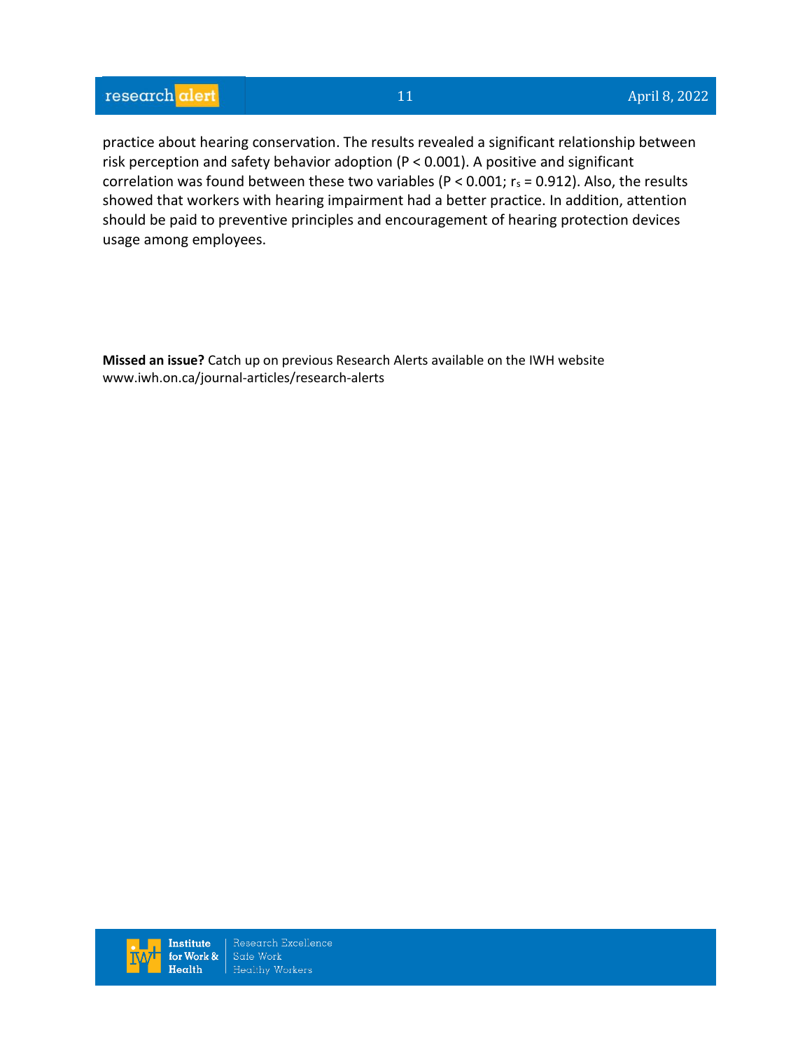practice about hearing conservation. The results revealed a significant relationship between risk perception and safety behavior adoption ($P < 0.001$). A positive and significant correlation was found between these two variables ($P < 0.001$; $r_s = 0.912$). Also, the results showed that workers with hearing impairment had a better practice. In addition, attention should be paid to preventive principles and encouragement of hearing protection devices usage among employees.

**Missed an issue?** Catch up on previous Research Alerts available on the IWH website www.iwh.on.ca/journal-articles/research-alerts